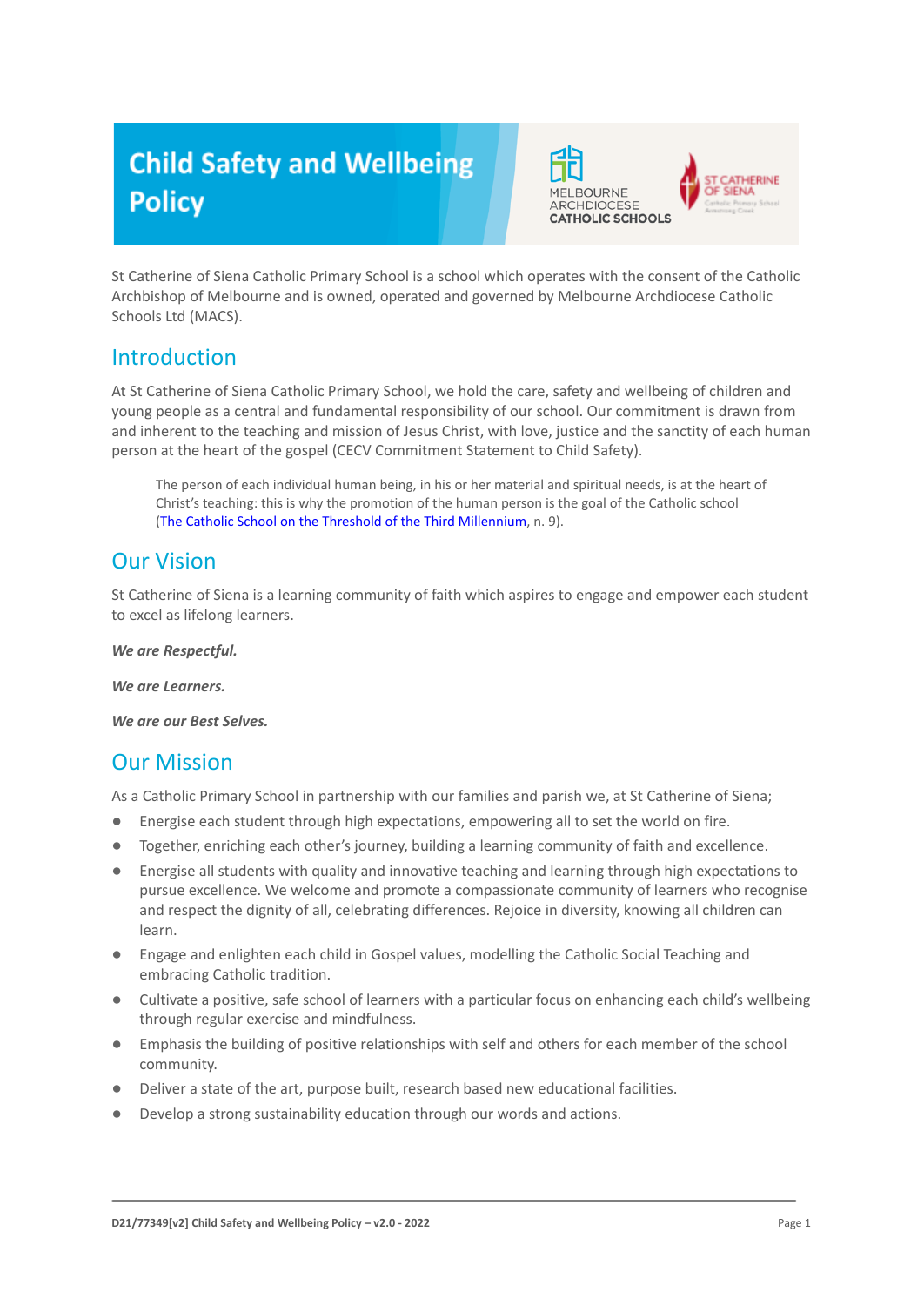# Child Safety and Wellbeing Policy

St Catherine of Siena Catholic Primary School is a school which operates with the consent of the Catholic Archbishop of Melbourne and is owned, operated and governed by Melbourne Archdiocese Catholic Schools Ltd (MACS).

## Introduction

At St Catherine of Siena Catholic Primary School, we hold the care, safety and wellbeing of children and young people as a central and fundamental responsibility of our school. Our commitment is drawn from and inherent to the teaching and mission of Jesus Christ, with love, justice and the sanctity of each human person at the heart of the gospel (CECV Commitment Statement to Child Safety).

> The person of each individual human being, in his or her material and spiritual needs, is at the heart of Christ's teaching: this is why the promotion of the human person is the goal of the Catholic school (The Catholic School on the Threshold of the Third Millennium, n. 9).

## Our Vision

St Catherine of Siena is a learning community of faith which aspires to engage and empower each student to excel as lifelong learners.

***We are Respectful.***

***We are Learners.***

***We are our Best Selves.***

## Our Mission

As a Catholic Primary School in partnership with our families and parish we, at St Catherine of Siena;

- Energise each student through high expectations, empowering all to set the world on fire.
- Together, enriching each other's journey, building a learning community of faith and excellence.
- Energise all students with quality and innovative teaching and learning through high expectations to pursue excellence. We welcome and promote a compassionate community of learners who recognise and respect the dignity of all, celebrating differences. Rejoice in diversity, knowing all children can learn.
- Engage and enlighten each child in Gospel values, modelling the Catholic Social Teaching and embracing Catholic tradition.
- Cultivate a positive, safe school of learners with a particular focus on enhancing each child's wellbeing through regular exercise and mindfulness.
- Emphasis the building of positive relationships with self and others for each member of the school community.
- Deliver a state of the art, purpose built, research based new educational facilities.
- Develop a strong sustainability education through our words and actions.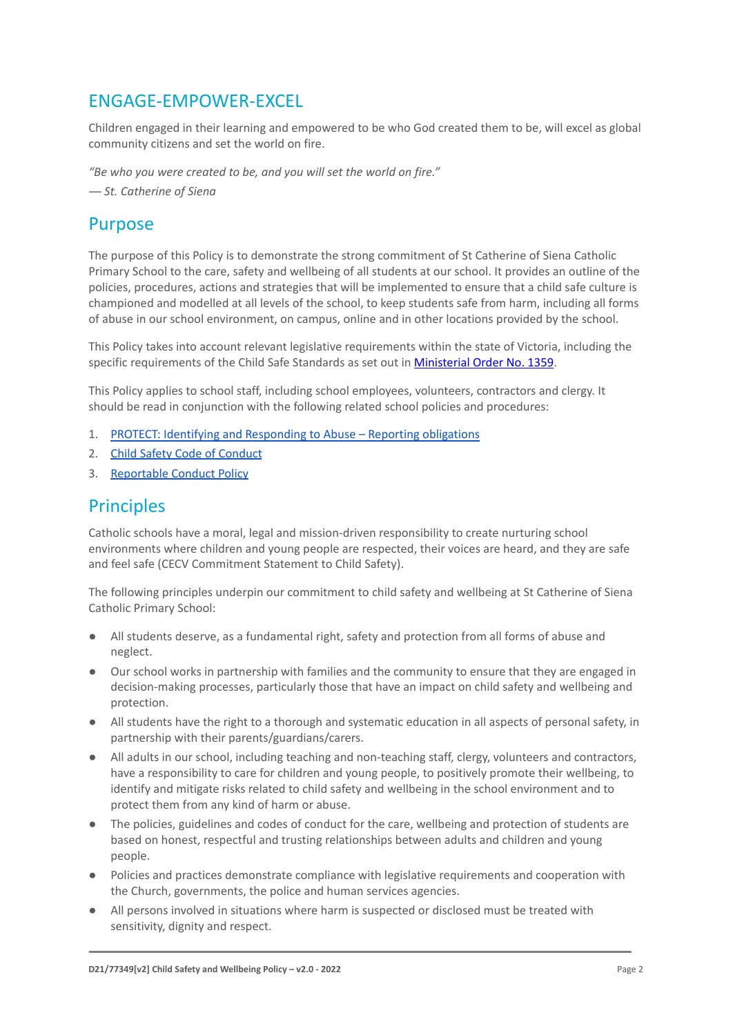## ENGAGE-EMPOWER-EXCEL

Children engaged in their learning and empowered to be who God created them to be, will excel as global community citizens and set the world on fire.

*"Be who you were created to be, and you will set the world on fire."*
*— St. Catherine of Siena*

## Purpose

The purpose of this Policy is to demonstrate the strong commitment of St Catherine of Siena Catholic Primary School to the care, safety and wellbeing of all students at our school. It provides an outline of the policies, procedures, actions and strategies that will be implemented to ensure that a child safe culture is championed and modelled at all levels of the school, to keep students safe from harm, including all forms of abuse in our school environment, on campus, online and in other locations provided by the school.

This Policy takes into account relevant legislative requirements within the state of Victoria, including the specific requirements of the Child Safe Standards as set out in [Ministerial Order No. 1359](#).

This Policy applies to school staff, including school employees, volunteers, contractors and clergy. It should be read in conjunction with the following related school policies and procedures:

1. [PROTECT: Identifying and Responding to Abuse – Reporting obligations](#)
2. [Child Safety Code of Conduct](#)
3. [Reportable Conduct Policy](#)

## Principles

Catholic schools have a moral, legal and mission-driven responsibility to create nurturing school environments where children and young people are respected, their voices are heard, and they are safe and feel safe (CECV Commitment Statement to Child Safety).

The following principles underpin our commitment to child safety and wellbeing at St Catherine of Siena Catholic Primary School:

- All students deserve, as a fundamental right, safety and protection from all forms of abuse and neglect.
- Our school works in partnership with families and the community to ensure that they are engaged in decision-making processes, particularly those that have an impact on child safety and wellbeing and protection.
- All students have the right to a thorough and systematic education in all aspects of personal safety, in partnership with their parents/guardians/carers.
- All adults in our school, including teaching and non-teaching staff, clergy, volunteers and contractors, have a responsibility to care for children and young people, to positively promote their wellbeing, to identify and mitigate risks related to child safety and wellbeing in the school environment and to protect them from any kind of harm or abuse.
- The policies, guidelines and codes of conduct for the care, wellbeing and protection of students are based on honest, respectful and trusting relationships between adults and children and young people.
- Policies and practices demonstrate compliance with legislative requirements and cooperation with the Church, governments, the police and human services agencies.
- All persons involved in situations where harm is suspected or disclosed must be treated with sensitivity, dignity and respect.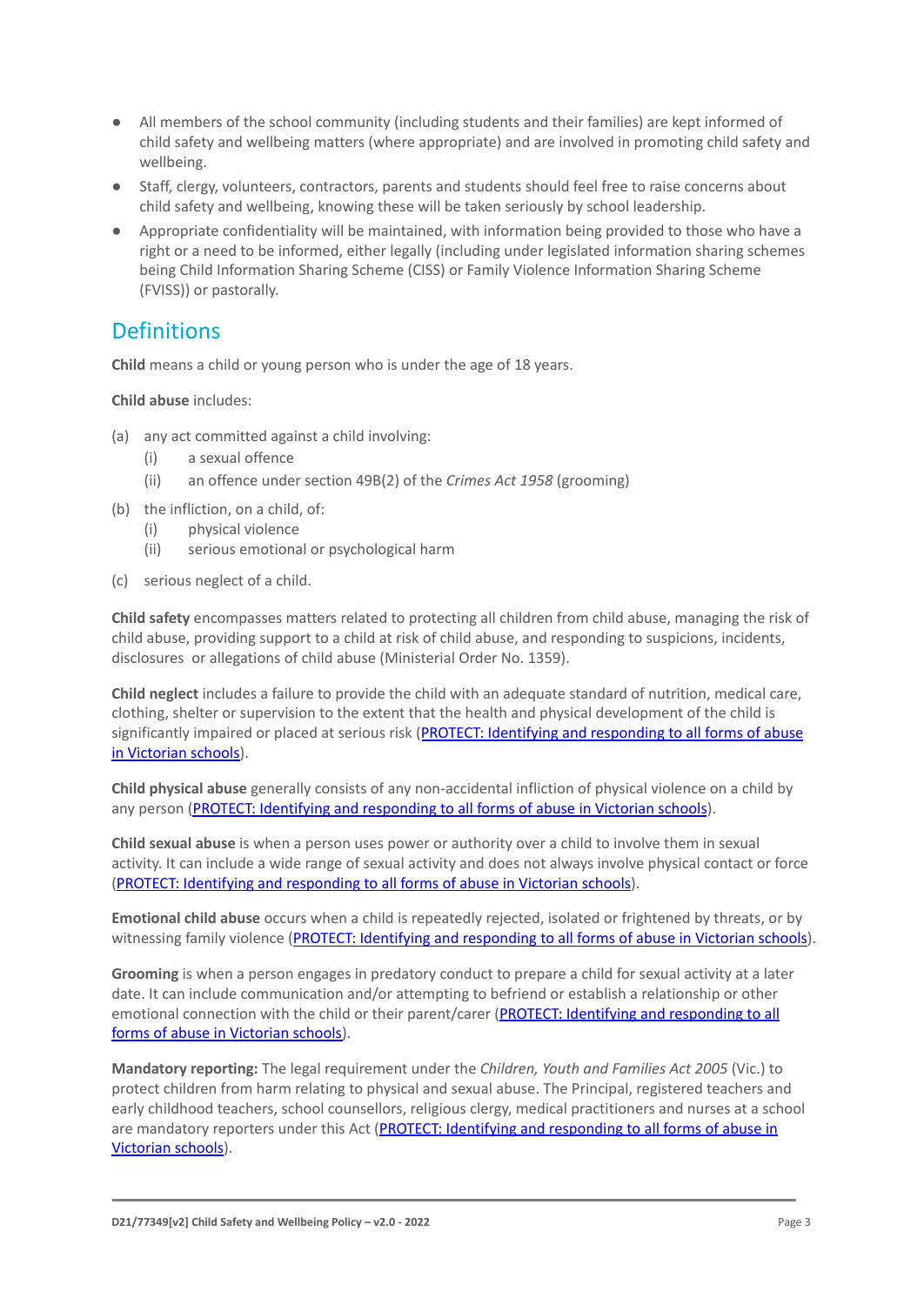- All members of the school community (including students and their families) are kept informed of child safety and wellbeing matters (where appropriate) and are involved in promoting child safety and wellbeing.
- Staff, clergy, volunteers, contractors, parents and students should feel free to raise concerns about child safety and wellbeing, knowing these will be taken seriously by school leadership.
- Appropriate confidentiality will be maintained, with information being provided to those who have a right or a need to be informed, either legally (including under legislated information sharing schemes being Child Information Sharing Scheme (CISS) or Family Violence Information Sharing Scheme (FVISS)) or pastorally.

## Definitions

**Child** means a child or young person who is under the age of 18 years.

**Child abuse** includes:

(a) any act committed against a child involving:
  - (i) a sexual offence
  - (ii) an offence under section 49B(2) of the *Crimes Act 1958* (grooming)

(b) the infliction, on a child, of:
  - (i) physical violence
  - (ii) serious emotional or psychological harm

(c) serious neglect of a child.

**Child safety** encompasses matters related to protecting all children from child abuse, managing the risk of child abuse, providing support to a child at risk of child abuse, and responding to suspicions, incidents, disclosures or allegations of child abuse (Ministerial Order No. 1359).

**Child neglect** includes a failure to provide the child with an adequate standard of nutrition, medical care, clothing, shelter or supervision to the extent that the health and physical development of the child is significantly impaired or placed at serious risk (PROTECT: Identifying and responding to all forms of abuse in Victorian schools).

**Child physical abuse** generally consists of any non-accidental infliction of physical violence on a child by any person (PROTECT: Identifying and responding to all forms of abuse in Victorian schools).

**Child sexual abuse** is when a person uses power or authority over a child to involve them in sexual activity. It can include a wide range of sexual activity and does not always involve physical contact or force (PROTECT: Identifying and responding to all forms of abuse in Victorian schools).

**Emotional child abuse** occurs when a child is repeatedly rejected, isolated or frightened by threats, or by witnessing family violence (PROTECT: Identifying and responding to all forms of abuse in Victorian schools).

**Grooming** is when a person engages in predatory conduct to prepare a child for sexual activity at a later date. It can include communication and/or attempting to befriend or establish a relationship or other emotional connection with the child or their parent/carer (PROTECT: Identifying and responding to all forms of abuse in Victorian schools).

**Mandatory reporting:** The legal requirement under the *Children, Youth and Families Act 2005* (Vic.) to protect children from harm relating to physical and sexual abuse. The Principal, registered teachers and early childhood teachers, school counsellors, religious clergy, medical practitioners and nurses at a school are mandatory reporters under this Act (PROTECT: Identifying and responding to all forms of abuse in Victorian schools).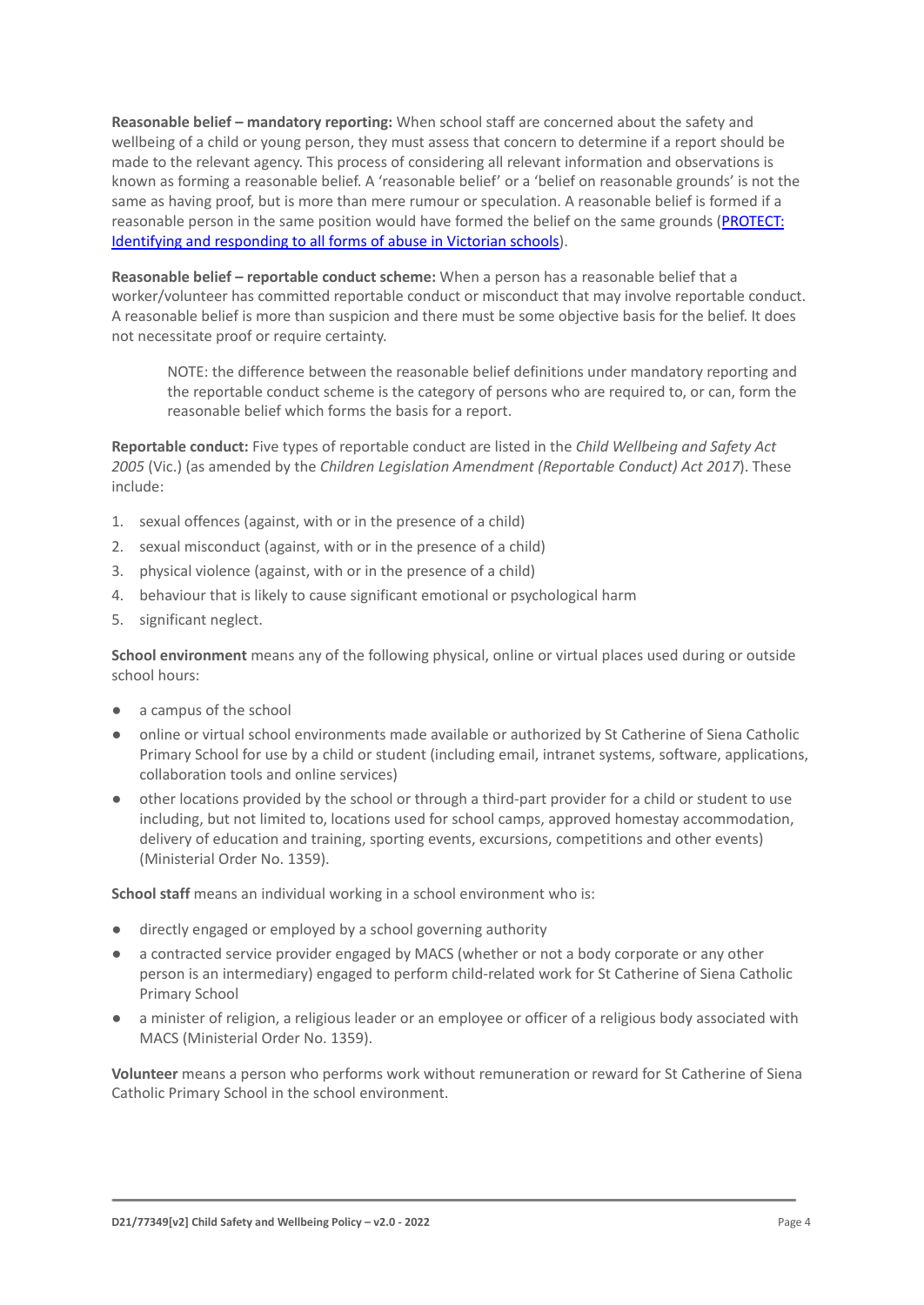**Reasonable belief – mandatory reporting:** When school staff are concerned about the safety and wellbeing of a child or young person, they must assess that concern to determine if a report should be made to the relevant agency. This process of considering all relevant information and observations is known as forming a reasonable belief. A 'reasonable belief' or a 'belief on reasonable grounds' is not the same as having proof, but is more than mere rumour or speculation. A reasonable belief is formed if a reasonable person in the same position would have formed the belief on the same grounds ([PROTECT: Identifying and responding to all forms of abuse in Victorian schools]()).

**Reasonable belief – reportable conduct scheme:** When a person has a reasonable belief that a worker/volunteer has committed reportable conduct or misconduct that may involve reportable conduct. A reasonable belief is more than suspicion and there must be some objective basis for the belief. It does not necessitate proof or require certainty.

> NOTE: the difference between the reasonable belief definitions under mandatory reporting and the reportable conduct scheme is the category of persons who are required to, or can, form the reasonable belief which forms the basis for a report.

**Reportable conduct:** Five types of reportable conduct are listed in the *Child Wellbeing and Safety Act 2005* (Vic.) (as amended by the *Children Legislation Amendment (Reportable Conduct) Act 2017*). These include:

1. sexual offences (against, with or in the presence of a child)
2. sexual misconduct (against, with or in the presence of a child)
3. physical violence (against, with or in the presence of a child)
4. behaviour that is likely to cause significant emotional or psychological harm
5. significant neglect.

**School environment** means any of the following physical, online or virtual places used during or outside school hours:

- a campus of the school
- online or virtual school environments made available or authorized by St Catherine of Siena Catholic Primary School for use by a child or student (including email, intranet systems, software, applications, collaboration tools and online services)
- other locations provided by the school or through a third-part provider for a child or student to use including, but not limited to, locations used for school camps, approved homestay accommodation, delivery of education and training, sporting events, excursions, competitions and other events) (Ministerial Order No. 1359).

**School staff** means an individual working in a school environment who is:

- directly engaged or employed by a school governing authority
- a contracted service provider engaged by MACS (whether or not a body corporate or any other person is an intermediary) engaged to perform child-related work for St Catherine of Siena Catholic Primary School
- a minister of religion, a religious leader or an employee or officer of a religious body associated with MACS (Ministerial Order No. 1359).

**Volunteer** means a person who performs work without remuneration or reward for St Catherine of Siena Catholic Primary School in the school environment.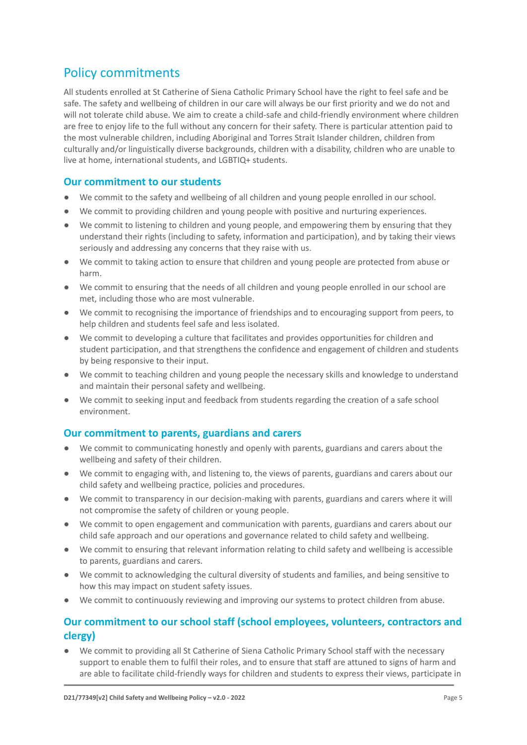## Policy commitments

All students enrolled at St Catherine of Siena Catholic Primary School have the right to feel safe and be safe. The safety and wellbeing of children in our care will always be our first priority and we do not and will not tolerate child abuse. We aim to create a child-safe and child-friendly environment where children are free to enjoy life to the full without any concern for their safety. There is particular attention paid to the most vulnerable children, including Aboriginal and Torres Strait Islander children, children from culturally and/or linguistically diverse backgrounds, children with a disability, children who are unable to live at home, international students, and LGBTIQ+ students.

### Our commitment to our students

- We commit to the safety and wellbeing of all children and young people enrolled in our school.
- We commit to providing children and young people with positive and nurturing experiences.
- We commit to listening to children and young people, and empowering them by ensuring that they understand their rights (including to safety, information and participation), and by taking their views seriously and addressing any concerns that they raise with us.
- We commit to taking action to ensure that children and young people are protected from abuse or harm.
- We commit to ensuring that the needs of all children and young people enrolled in our school are met, including those who are most vulnerable.
- We commit to recognising the importance of friendships and to encouraging support from peers, to help children and students feel safe and less isolated.
- We commit to developing a culture that facilitates and provides opportunities for children and student participation, and that strengthens the confidence and engagement of children and students by being responsive to their input.
- We commit to teaching children and young people the necessary skills and knowledge to understand and maintain their personal safety and wellbeing.
- We commit to seeking input and feedback from students regarding the creation of a safe school environment.

### Our commitment to parents, guardians and carers

- We commit to communicating honestly and openly with parents, guardians and carers about the wellbeing and safety of their children.
- We commit to engaging with, and listening to, the views of parents, guardians and carers about our child safety and wellbeing practice, policies and procedures.
- We commit to transparency in our decision-making with parents, guardians and carers where it will not compromise the safety of children or young people.
- We commit to open engagement and communication with parents, guardians and carers about our child safe approach and our operations and governance related to child safety and wellbeing.
- We commit to ensuring that relevant information relating to child safety and wellbeing is accessible to parents, guardians and carers.
- We commit to acknowledging the cultural diversity of students and families, and being sensitive to how this may impact on student safety issues.
- We commit to continuously reviewing and improving our systems to protect children from abuse.

### Our commitment to our school staff (school employees, volunteers, contractors and clergy)

- We commit to providing all St Catherine of Siena Catholic Primary School staff with the necessary support to enable them to fulfil their roles, and to ensure that staff are attuned to signs of harm and are able to facilitate child-friendly ways for children and students to express their views, participate in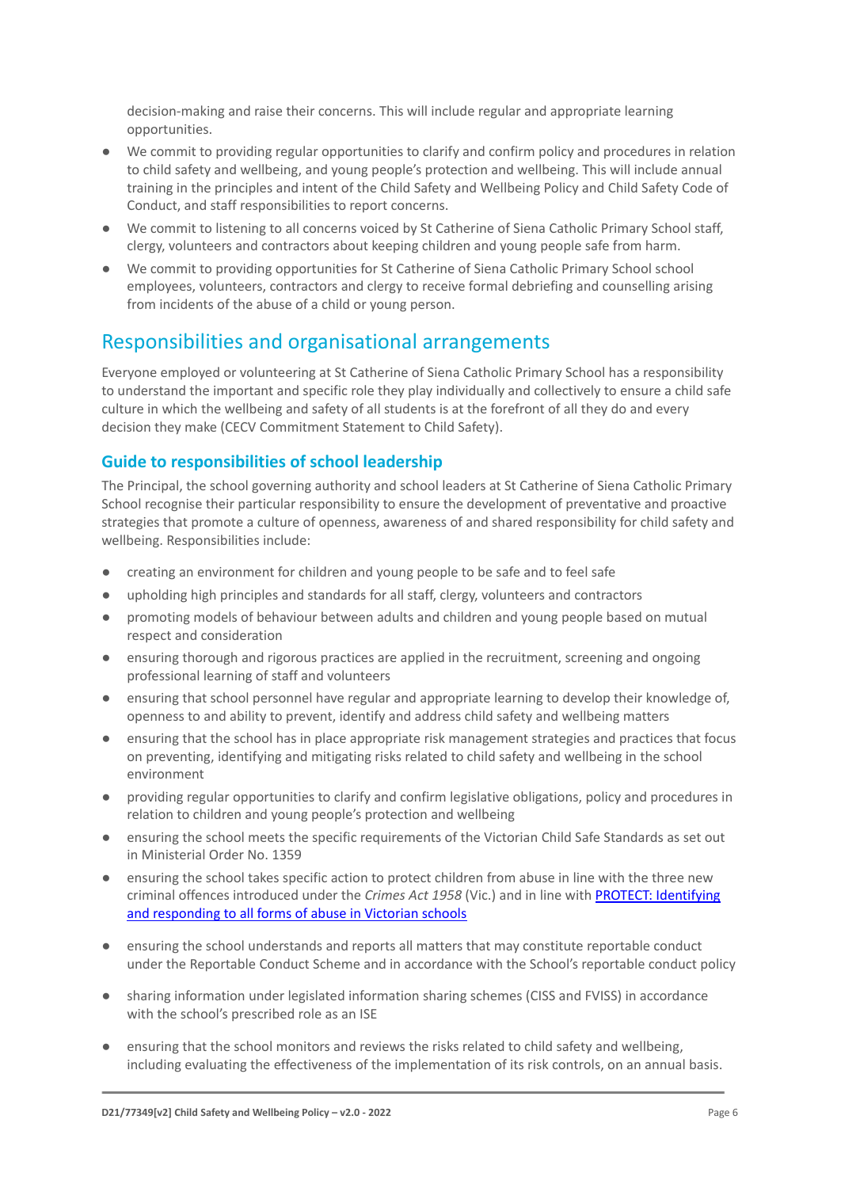decision-making and raise their concerns. This will include regular and appropriate learning opportunities.

- We commit to providing regular opportunities to clarify and confirm policy and procedures in relation to child safety and wellbeing, and young people's protection and wellbeing. This will include annual training in the principles and intent of the Child Safety and Wellbeing Policy and Child Safety Code of Conduct, and staff responsibilities to report concerns.
- We commit to listening to all concerns voiced by St Catherine of Siena Catholic Primary School staff, clergy, volunteers and contractors about keeping children and young people safe from harm.
- We commit to providing opportunities for St Catherine of Siena Catholic Primary School school employees, volunteers, contractors and clergy to receive formal debriefing and counselling arising from incidents of the abuse of a child or young person.

## Responsibilities and organisational arrangements

Everyone employed or volunteering at St Catherine of Siena Catholic Primary School has a responsibility to understand the important and specific role they play individually and collectively to ensure a child safe culture in which the wellbeing and safety of all students is at the forefront of all they do and every decision they make (CECV Commitment Statement to Child Safety).

### Guide to responsibilities of school leadership

The Principal, the school governing authority and school leaders at St Catherine of Siena Catholic Primary School recognise their particular responsibility to ensure the development of preventative and proactive strategies that promote a culture of openness, awareness of and shared responsibility for child safety and wellbeing. Responsibilities include:

- creating an environment for children and young people to be safe and to feel safe
- upholding high principles and standards for all staff, clergy, volunteers and contractors
- promoting models of behaviour between adults and children and young people based on mutual respect and consideration
- ensuring thorough and rigorous practices are applied in the recruitment, screening and ongoing professional learning of staff and volunteers
- ensuring that school personnel have regular and appropriate learning to develop their knowledge of, openness to and ability to prevent, identify and address child safety and wellbeing matters
- ensuring that the school has in place appropriate risk management strategies and practices that focus on preventing, identifying and mitigating risks related to child safety and wellbeing in the school environment
- providing regular opportunities to clarify and confirm legislative obligations, policy and procedures in relation to children and young people's protection and wellbeing
- ensuring the school meets the specific requirements of the Victorian Child Safe Standards as set out in Ministerial Order No. 1359
- ensuring the school takes specific action to protect children from abuse in line with the three new criminal offences introduced under the *Crimes Act 1958* (Vic.) and in line with [PROTECT: Identifying and responding to all forms of abuse in Victorian schools]
- ensuring the school understands and reports all matters that may constitute reportable conduct under the Reportable Conduct Scheme and in accordance with the School's reportable conduct policy
- sharing information under legislated information sharing schemes (CISS and FVISS) in accordance with the school's prescribed role as an ISE
- ensuring that the school monitors and reviews the risks related to child safety and wellbeing, including evaluating the effectiveness of the implementation of its risk controls, on an annual basis.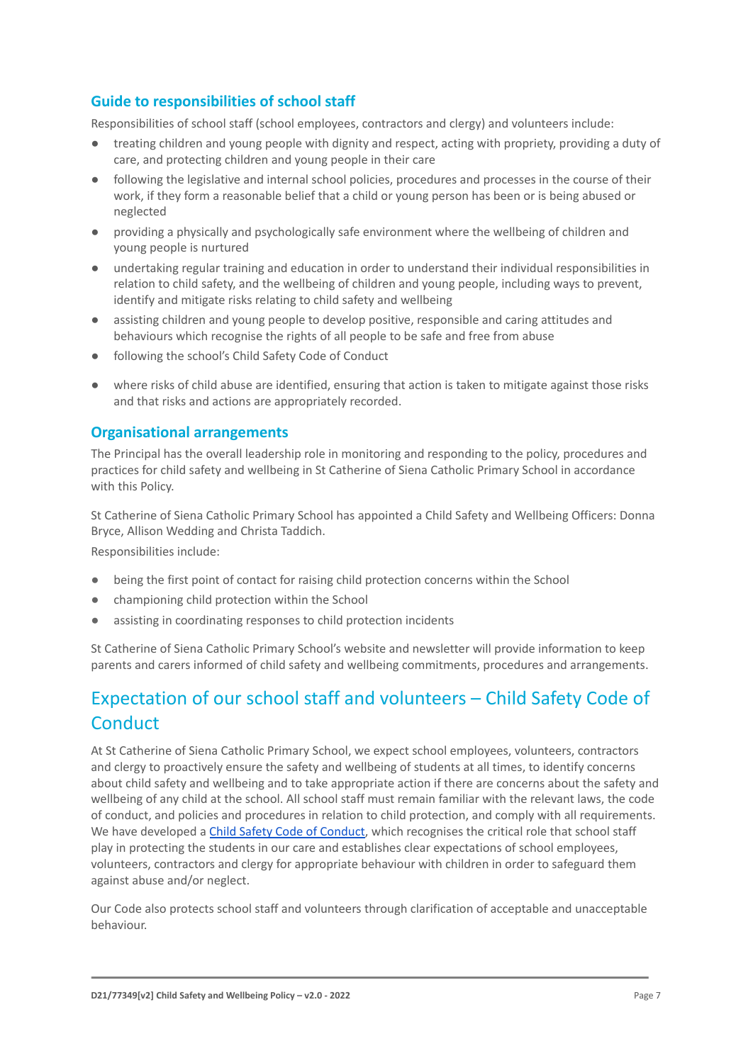### Guide to responsibilities of school staff

Responsibilities of school staff (school employees, contractors and clergy) and volunteers include:

- treating children and young people with dignity and respect, acting with propriety, providing a duty of care, and protecting children and young people in their care
- following the legislative and internal school policies, procedures and processes in the course of their work, if they form a reasonable belief that a child or young person has been or is being abused or neglected
- providing a physically and psychologically safe environment where the wellbeing of children and young people is nurtured
- undertaking regular training and education in order to understand their individual responsibilities in relation to child safety, and the wellbeing of children and young people, including ways to prevent, identify and mitigate risks relating to child safety and wellbeing
- assisting children and young people to develop positive, responsible and caring attitudes and behaviours which recognise the rights of all people to be safe and free from abuse
- following the school's Child Safety Code of Conduct
- where risks of child abuse are identified, ensuring that action is taken to mitigate against those risks and that risks and actions are appropriately recorded.

### Organisational arrangements

The Principal has the overall leadership role in monitoring and responding to the policy, procedures and practices for child safety and wellbeing in St Catherine of Siena Catholic Primary School in accordance with this Policy.

St Catherine of Siena Catholic Primary School has appointed a Child Safety and Wellbeing Officers: Donna Bryce, Allison Wedding and Christa Taddich.

Responsibilities include:

- being the first point of contact for raising child protection concerns within the School
- championing child protection within the School
- assisting in coordinating responses to child protection incidents

St Catherine of Siena Catholic Primary School's website and newsletter will provide information to keep parents and carers informed of child safety and wellbeing commitments, procedures and arrangements.

## Expectation of our school staff and volunteers – Child Safety Code of Conduct

At St Catherine of Siena Catholic Primary School, we expect school employees, volunteers, contractors and clergy to proactively ensure the safety and wellbeing of students at all times, to identify concerns about child safety and wellbeing and to take appropriate action if there are concerns about the safety and wellbeing of any child at the school. All school staff must remain familiar with the relevant laws, the code of conduct, and policies and procedures in relation to child protection, and comply with all requirements. We have developed a Child Safety Code of Conduct, which recognises the critical role that school staff play in protecting the students in our care and establishes clear expectations of school employees, volunteers, contractors and clergy for appropriate behaviour with children in order to safeguard them against abuse and/or neglect.

Our Code also protects school staff and volunteers through clarification of acceptable and unacceptable behaviour.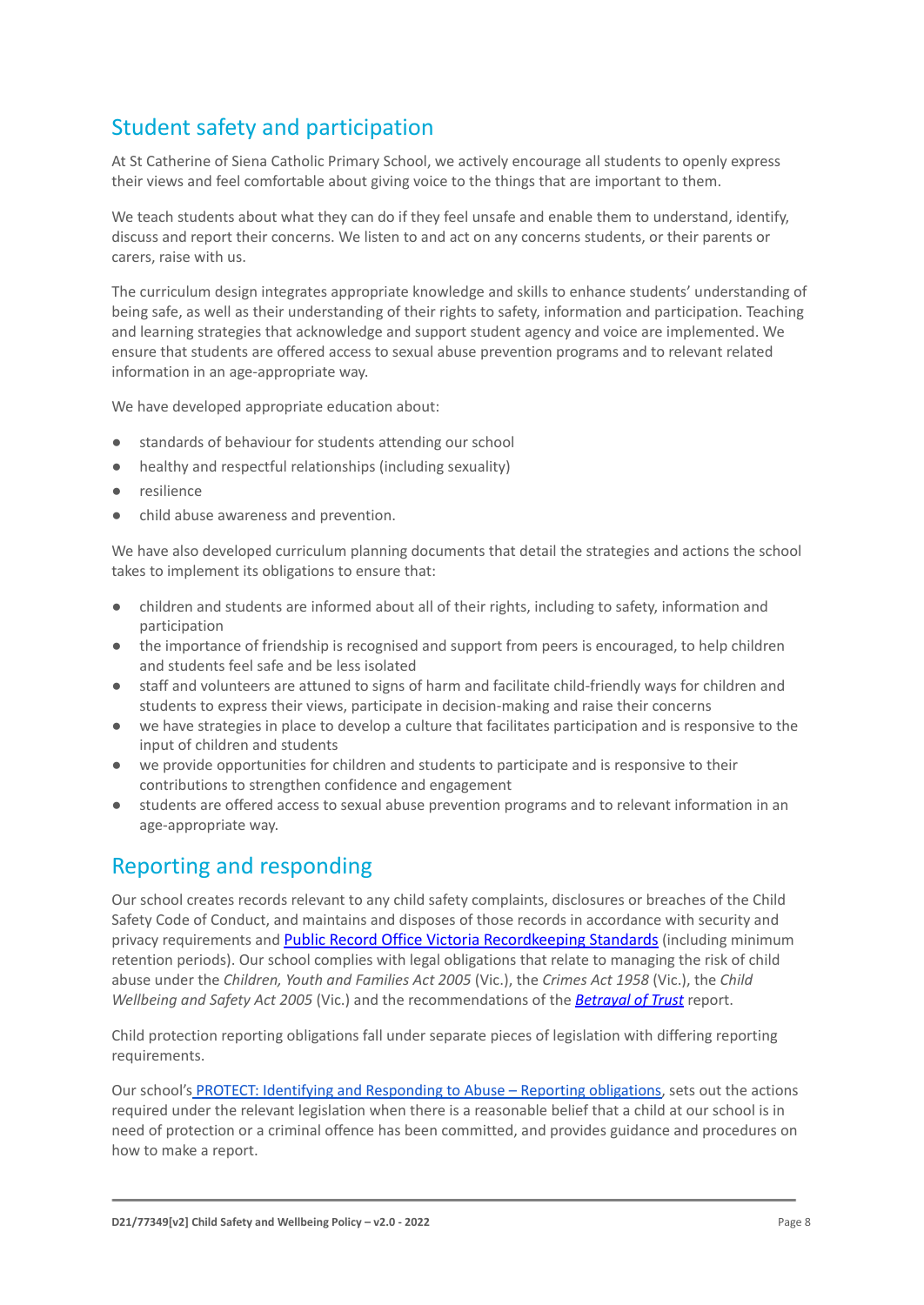## Student safety and participation

At St Catherine of Siena Catholic Primary School, we actively encourage all students to openly express their views and feel comfortable about giving voice to the things that are important to them.

We teach students about what they can do if they feel unsafe and enable them to understand, identify, discuss and report their concerns. We listen to and act on any concerns students, or their parents or carers, raise with us.

The curriculum design integrates appropriate knowledge and skills to enhance students' understanding of being safe, as well as their understanding of their rights to safety, information and participation. Teaching and learning strategies that acknowledge and support student agency and voice are implemented. We ensure that students are offered access to sexual abuse prevention programs and to relevant related information in an age-appropriate way.

We have developed appropriate education about:

- standards of behaviour for students attending our school
- healthy and respectful relationships (including sexuality)
- resilience
- child abuse awareness and prevention.

We have also developed curriculum planning documents that detail the strategies and actions the school takes to implement its obligations to ensure that:

- children and students are informed about all of their rights, including to safety, information and participation
- the importance of friendship is recognised and support from peers is encouraged, to help children and students feel safe and be less isolated
- staff and volunteers are attuned to signs of harm and facilitate child-friendly ways for children and students to express their views, participate in decision-making and raise their concerns
- we have strategies in place to develop a culture that facilitates participation and is responsive to the input of children and students
- we provide opportunities for children and students to participate and is responsive to their contributions to strengthen confidence and engagement
- students are offered access to sexual abuse prevention programs and to relevant information in an age-appropriate way.

## Reporting and responding

Our school creates records relevant to any child safety complaints, disclosures or breaches of the Child Safety Code of Conduct, and maintains and disposes of those records in accordance with security and privacy requirements and Public Record Office Victoria Recordkeeping Standards (including minimum retention periods). Our school complies with legal obligations that relate to managing the risk of child abuse under the *Children, Youth and Families Act 2005* (Vic.), the *Crimes Act 1958* (Vic.), the *Child Wellbeing and Safety Act 2005* (Vic.) and the recommendations of the ***Betrayal of Trust*** report.

Child protection reporting obligations fall under separate pieces of legislation with differing reporting requirements.

Our school's PROTECT: Identifying and Responding to Abuse – Reporting obligations, sets out the actions required under the relevant legislation when there is a reasonable belief that a child at our school is in need of protection or a criminal offence has been committed, and provides guidance and procedures on how to make a report.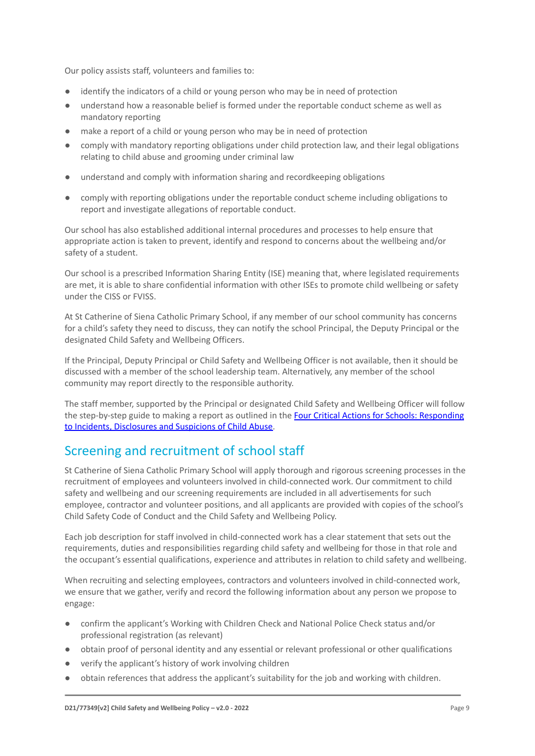Our policy assists staff, volunteers and families to:

- identify the indicators of a child or young person who may be in need of protection
- understand how a reasonable belief is formed under the reportable conduct scheme as well as mandatory reporting
- make a report of a child or young person who may be in need of protection
- comply with mandatory reporting obligations under child protection law, and their legal obligations relating to child abuse and grooming under criminal law
- understand and comply with information sharing and recordkeeping obligations
- comply with reporting obligations under the reportable conduct scheme including obligations to report and investigate allegations of reportable conduct.

Our school has also established additional internal procedures and processes to help ensure that appropriate action is taken to prevent, identify and respond to concerns about the wellbeing and/or safety of a student.

Our school is a prescribed Information Sharing Entity (ISE) meaning that, where legislated requirements are met, it is able to share confidential information with other ISEs to promote child wellbeing or safety under the CISS or FVISS.

At St Catherine of Siena Catholic Primary School, if any member of our school community has concerns for a child's safety they need to discuss, they can notify the school Principal, the Deputy Principal or the designated Child Safety and Wellbeing Officers.

If the Principal, Deputy Principal or Child Safety and Wellbeing Officer is not available, then it should be discussed with a member of the school leadership team. Alternatively, any member of the school community may report directly to the responsible authority.

The staff member, supported by the Principal or designated Child Safety and Wellbeing Officer will follow the step-by-step guide to making a report as outlined in the Four Critical Actions for Schools: Responding to Incidents, Disclosures and Suspicions of Child Abuse.

## Screening and recruitment of school staff

St Catherine of Siena Catholic Primary School will apply thorough and rigorous screening processes in the recruitment of employees and volunteers involved in child-connected work. Our commitment to child safety and wellbeing and our screening requirements are included in all advertisements for such employee, contractor and volunteer positions, and all applicants are provided with copies of the school's Child Safety Code of Conduct and the Child Safety and Wellbeing Policy.

Each job description for staff involved in child-connected work has a clear statement that sets out the requirements, duties and responsibilities regarding child safety and wellbeing for those in that role and the occupant's essential qualifications, experience and attributes in relation to child safety and wellbeing.

When recruiting and selecting employees, contractors and volunteers involved in child-connected work, we ensure that we gather, verify and record the following information about any person we propose to engage:

- confirm the applicant's Working with Children Check and National Police Check status and/or professional registration (as relevant)
- obtain proof of personal identity and any essential or relevant professional or other qualifications
- verify the applicant's history of work involving children
- obtain references that address the applicant's suitability for the job and working with children.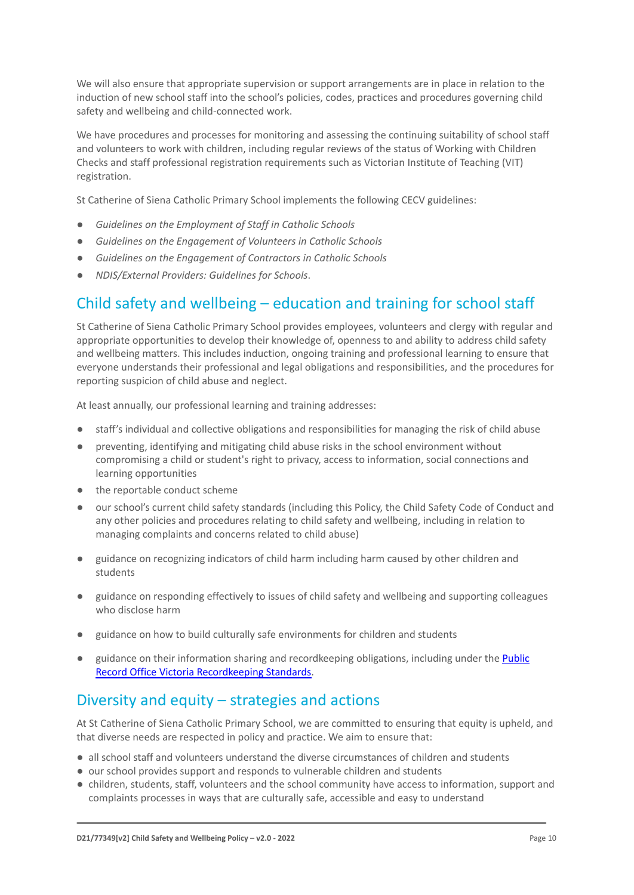We will also ensure that appropriate supervision or support arrangements are in place in relation to the induction of new school staff into the school's policies, codes, practices and procedures governing child safety and wellbeing and child-connected work.

We have procedures and processes for monitoring and assessing the continuing suitability of school staff and volunteers to work with children, including regular reviews of the status of Working with Children Checks and staff professional registration requirements such as Victorian Institute of Teaching (VIT) registration.

St Catherine of Siena Catholic Primary School implements the following CECV guidelines:

- *Guidelines on the Employment of Staff in Catholic Schools*
- *Guidelines on the Engagement of Volunteers in Catholic Schools*
- *Guidelines on the Engagement of Contractors in Catholic Schools*
- *NDIS/External Providers: Guidelines for Schools*.

## Child safety and wellbeing – education and training for school staff

St Catherine of Siena Catholic Primary School provides employees, volunteers and clergy with regular and appropriate opportunities to develop their knowledge of, openness to and ability to address child safety and wellbeing matters. This includes induction, ongoing training and professional learning to ensure that everyone understands their professional and legal obligations and responsibilities, and the procedures for reporting suspicion of child abuse and neglect.

At least annually, our professional learning and training addresses:

- staff's individual and collective obligations and responsibilities for managing the risk of child abuse
- preventing, identifying and mitigating child abuse risks in the school environment without compromising a child or student's right to privacy, access to information, social connections and learning opportunities
- the reportable conduct scheme
- our school's current child safety standards (including this Policy, the Child Safety Code of Conduct and any other policies and procedures relating to child safety and wellbeing, including in relation to managing complaints and concerns related to child abuse)
- guidance on recognizing indicators of child harm including harm caused by other children and students
- guidance on responding effectively to issues of child safety and wellbeing and supporting colleagues who disclose harm
- guidance on how to build culturally safe environments for children and students
- guidance on their information sharing and recordkeeping obligations, including under the [Public Record Office Victoria Recordkeeping Standards](#).

## Diversity and equity – strategies and actions

At St Catherine of Siena Catholic Primary School, we are committed to ensuring that equity is upheld, and that diverse needs are respected in policy and practice. We aim to ensure that:

- all school staff and volunteers understand the diverse circumstances of children and students
- our school provides support and responds to vulnerable children and students
- children, students, staff, volunteers and the school community have access to information, support and complaints processes in ways that are culturally safe, accessible and easy to understand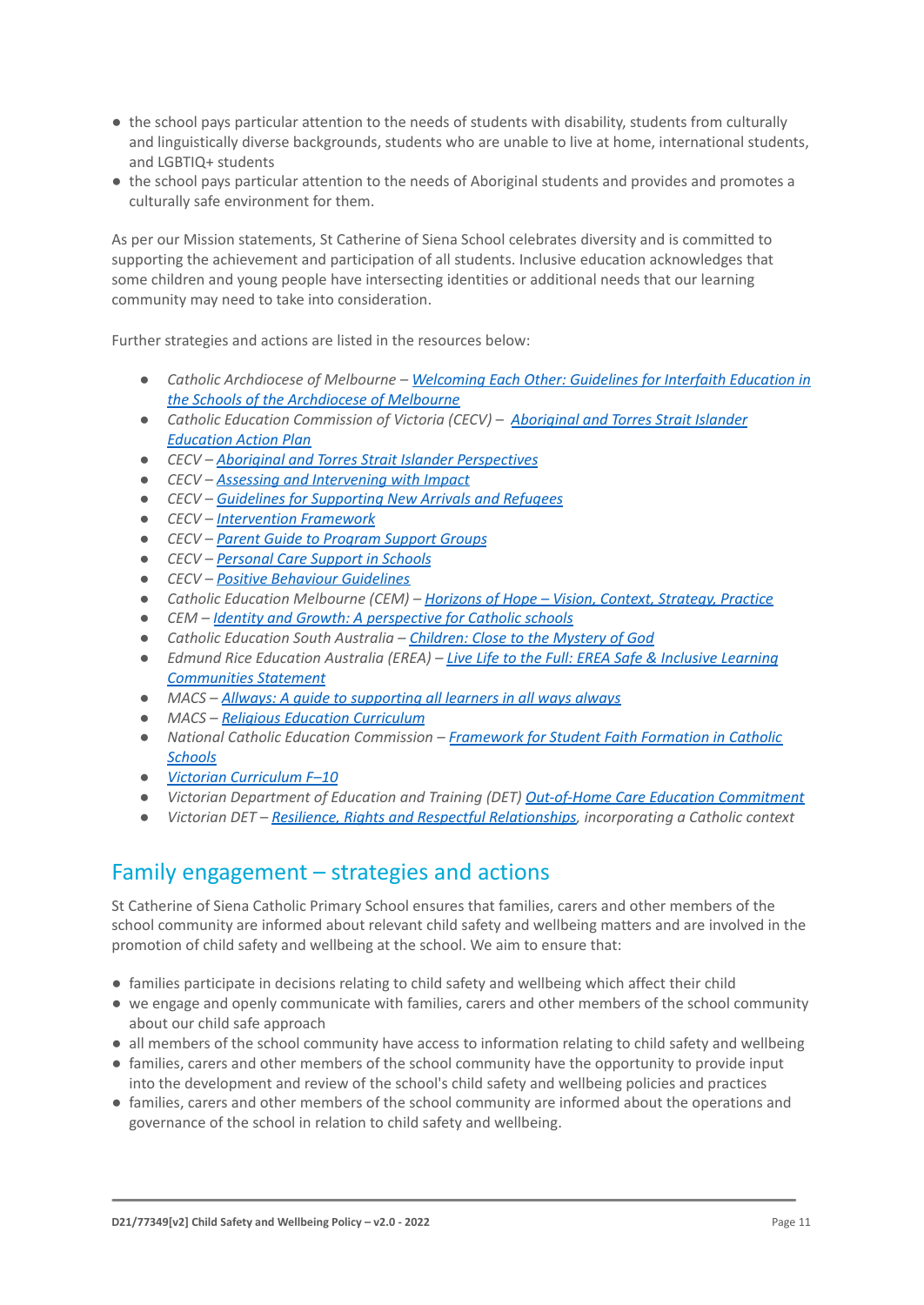- the school pays particular attention to the needs of students with disability, students from culturally and linguistically diverse backgrounds, students who are unable to live at home, international students, and LGBTIQ+ students
- the school pays particular attention to the needs of Aboriginal students and provides and promotes a culturally safe environment for them.

As per our Mission statements, St Catherine of Siena School celebrates diversity and is committed to supporting the achievement and participation of all students. Inclusive education acknowledges that some children and young people have intersecting identities or additional needs that our learning community may need to take into consideration.

Further strategies and actions are listed in the resources below:

- *Catholic Archdiocese of Melbourne – Welcoming Each Other: Guidelines for Interfaith Education in the Schools of the Archdiocese of Melbourne*
- *Catholic Education Commission of Victoria (CECV) – Aboriginal and Torres Strait Islander Education Action Plan*
- *CECV – Aboriginal and Torres Strait Islander Perspectives*
- *CECV – Assessing and Intervening with Impact*
- *CECV – Guidelines for Supporting New Arrivals and Refugees*
- *CECV – Intervention Framework*
- *CECV – Parent Guide to Program Support Groups*
- *CECV – Personal Care Support in Schools*
- *CECV – Positive Behaviour Guidelines*
- *Catholic Education Melbourne (CEM) – Horizons of Hope – Vision, Context, Strategy, Practice*
- *CEM – Identity and Growth: A perspective for Catholic schools*
- *Catholic Education South Australia – Children: Close to the Mystery of God*
- *Edmund Rice Education Australia (EREA) – Live Life to the Full: EREA Safe & Inclusive Learning Communities Statement*
- *MACS – Allways: A guide to supporting all learners in all ways always*
- *MACS – Religious Education Curriculum*
- *National Catholic Education Commission – Framework for Student Faith Formation in Catholic Schools*
- *Victorian Curriculum F–10*
- *Victorian Department of Education and Training (DET) Out-of-Home Care Education Commitment*
- *Victorian DET – Resilience, Rights and Respectful Relationships, incorporating a Catholic context*

## Family engagement – strategies and actions

St Catherine of Siena Catholic Primary School ensures that families, carers and other members of the school community are informed about relevant child safety and wellbeing matters and are involved in the promotion of child safety and wellbeing at the school. We aim to ensure that:

- families participate in decisions relating to child safety and wellbeing which affect their child
- we engage and openly communicate with families, carers and other members of the school community about our child safe approach
- all members of the school community have access to information relating to child safety and wellbeing
- families, carers and other members of the school community have the opportunity to provide input into the development and review of the school's child safety and wellbeing policies and practices
- families, carers and other members of the school community are informed about the operations and governance of the school in relation to child safety and wellbeing.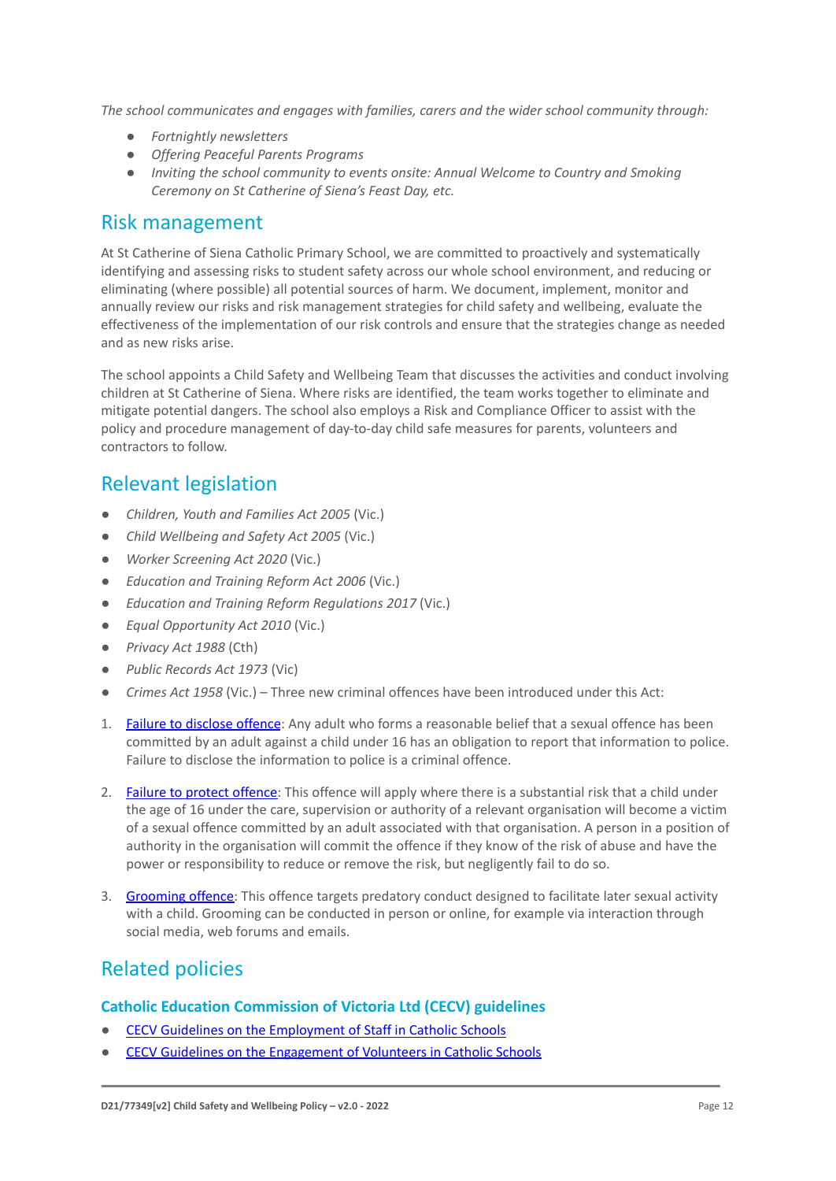*The school communicates and engages with families, carers and the wider school community through:*

- *Fortnightly newsletters*
- *Offering Peaceful Parents Programs*
- *Inviting the school community to events onsite: Annual Welcome to Country and Smoking Ceremony on St Catherine of Siena's Feast Day, etc.*

## Risk management

At St Catherine of Siena Catholic Primary School, we are committed to proactively and systematically identifying and assessing risks to student safety across our whole school environment, and reducing or eliminating (where possible) all potential sources of harm. We document, implement, monitor and annually review our risks and risk management strategies for child safety and wellbeing, evaluate the effectiveness of the implementation of our risk controls and ensure that the strategies change as needed and as new risks arise.

The school appoints a Child Safety and Wellbeing Team that discusses the activities and conduct involving children at St Catherine of Siena. Where risks are identified, the team works together to eliminate and mitigate potential dangers. The school also employs a Risk and Compliance Officer to assist with the policy and procedure management of day-to-day child safe measures for parents, volunteers and contractors to follow.

## Relevant legislation

- *Children, Youth and Families Act 2005* (Vic.)
- *Child Wellbeing and Safety Act 2005* (Vic.)
- *Worker Screening Act 2020* (Vic.)
- *Education and Training Reform Act 2006* (Vic.)
- *Education and Training Reform Regulations 2017* (Vic.)
- *Equal Opportunity Act 2010* (Vic.)
- *Privacy Act 1988* (Cth)
- *Public Records Act 1973* (Vic)
- *Crimes Act 1958* (Vic.) – Three new criminal offences have been introduced under this Act:

1. Failure to disclose offence: Any adult who forms a reasonable belief that a sexual offence has been committed by an adult against a child under 16 has an obligation to report that information to police. Failure to disclose the information to police is a criminal offence.
2. Failure to protect offence: This offence will apply where there is a substantial risk that a child under the age of 16 under the care, supervision or authority of a relevant organisation will become a victim of a sexual offence committed by an adult associated with that organisation. A person in a position of authority in the organisation will commit the offence if they know of the risk of abuse and have the power or responsibility to reduce or remove the risk, but negligently fail to do so.
3. Grooming offence: This offence targets predatory conduct designed to facilitate later sexual activity with a child. Grooming can be conducted in person or online, for example via interaction through social media, web forums and emails.

## Related policies

### Catholic Education Commission of Victoria Ltd (CECV) guidelines

- CECV Guidelines on the Employment of Staff in Catholic Schools
- CECV Guidelines on the Engagement of Volunteers in Catholic Schools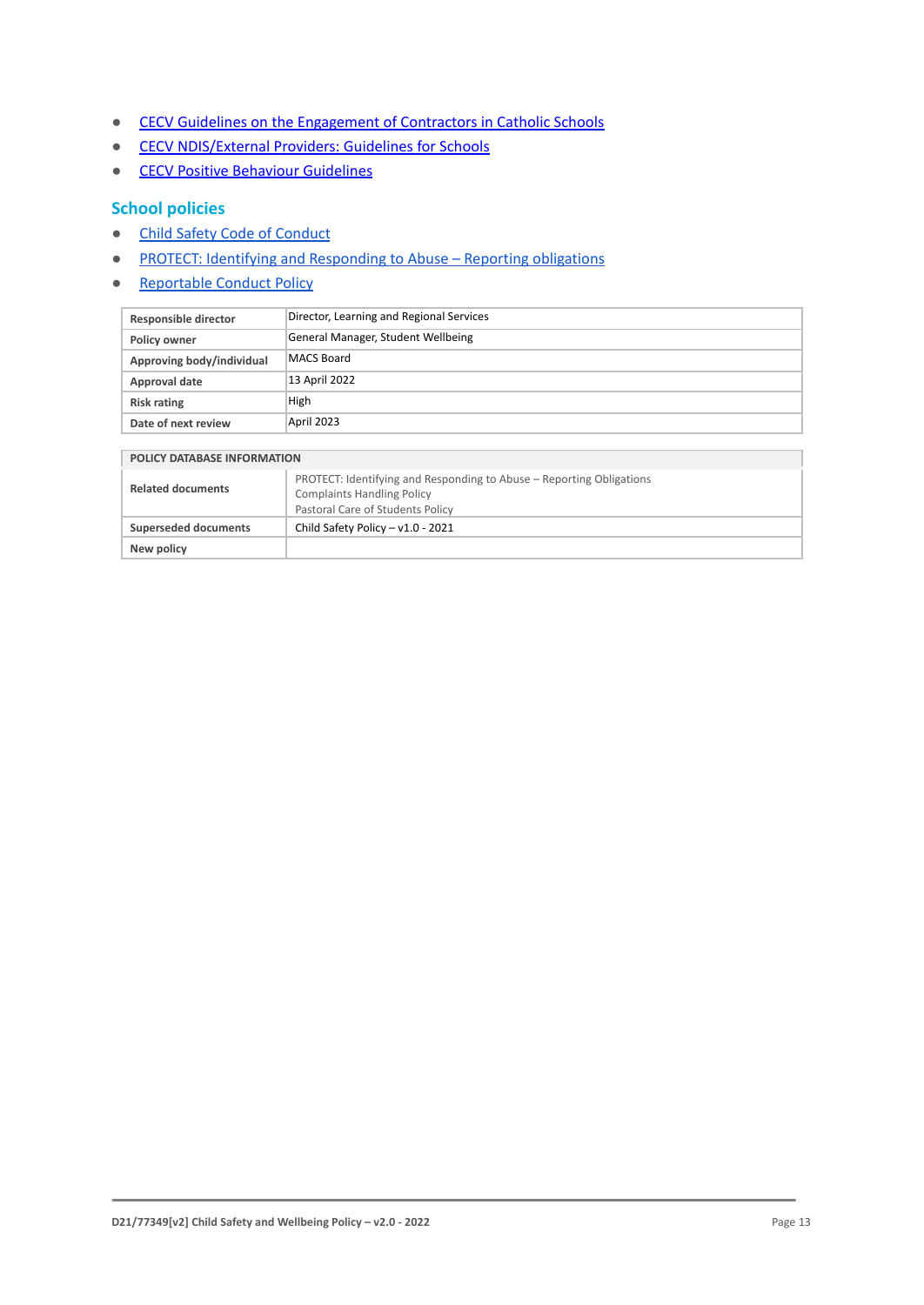- CECV Guidelines on the Engagement of Contractors in Catholic Schools
- CECV NDIS/External Providers: Guidelines for Schools
- CECV Positive Behaviour Guidelines

## School policies

- Child Safety Code of Conduct
- PROTECT: Identifying and Responding to Abuse – Reporting obligations
- Reportable Conduct Policy

| | |
|---|---|
| **Responsible director** | Director, Learning and Regional Services |
| **Policy owner** | General Manager, Student Wellbeing |
| **Approving body/individual** | MACS Board |
| **Approval date** | 13 April 2022 |
| **Risk rating** | High |
| **Date of next review** | April 2023 |

| **POLICY DATABASE INFORMATION** | |
|---|---|
| **Related documents** | PROTECT: Identifying and Responding to Abuse – Reporting Obligations<br>Complaints Handling Policy<br>Pastoral Care of Students Policy |
| **Superseded documents** | Child Safety Policy – v1.0 - 2021 |
| **New policy** | |